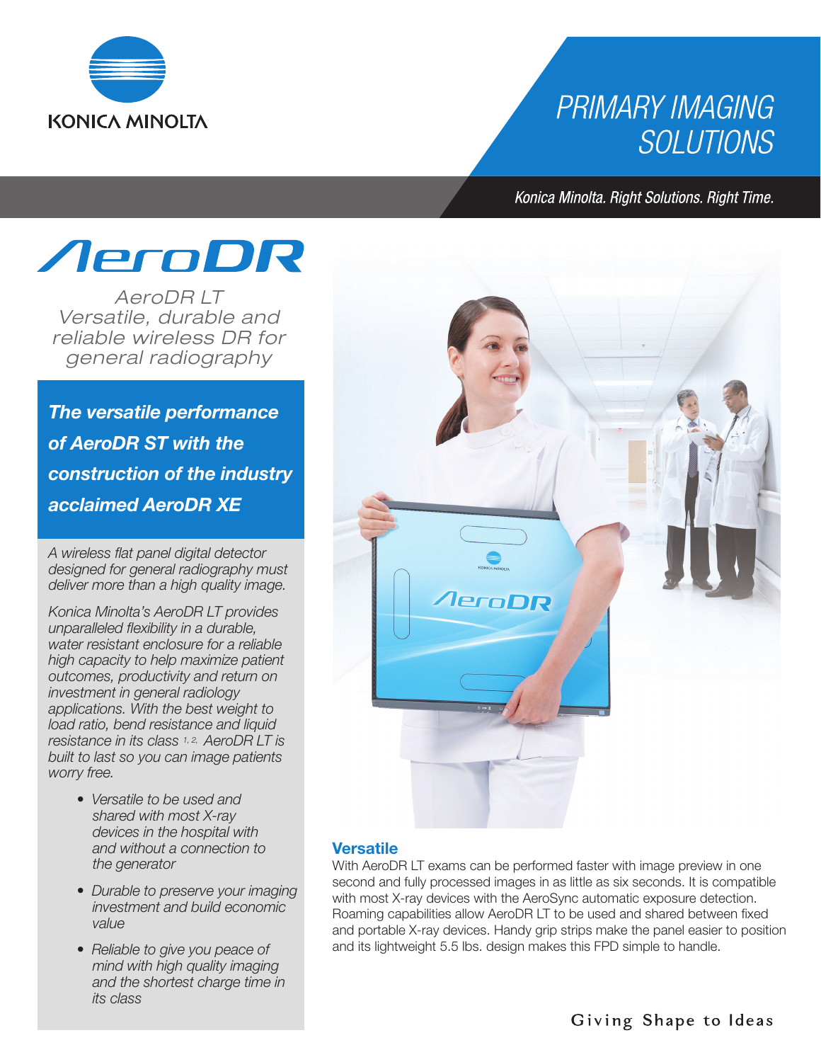KONICA MINOLTA

# PRIMARY IMAGING SOLUTIONS

*Konica Minolta. Right Solutions. Right Time.*

# AeroDR

*AeroDR LT*
*Versatile, durable and reliable wireless DR for general radiography*

***The versatile performance of AeroDR ST with the construction of the industry acclaimed AeroDR XE***

*A wireless flat panel digital detector designed for general radiography must deliver more than a high quality image.*

*Konica Minolta's AeroDR LT provides unparalleled flexibility in a durable, water resistant enclosure for a reliable high capacity to help maximize patient outcomes, productivity and return on investment in general radiology applications. With the best weight to load ratio, bend resistance and liquid resistance in its class [1, 2]. AeroDR LT is built to last so you can image patients worry free.*

- *Versatile to be used and shared with most X-ray devices in the hospital with and without a connection to the generator*
- *Durable to preserve your imaging investment and build economic value*
- *Reliable to give you peace of mind with high quality imaging and the shortest charge time in its class*

## Versatile

With AeroDR LT exams can be performed faster with image preview in one second and fully processed images in as little as six seconds. It is compatible with most X-ray devices with the AeroSync automatic exposure detection. Roaming capabilities allow AeroDR LT to be used and shared between fixed and portable X-ray devices. Handy grip strips make the panel easier to position and its lightweight 5.5 lbs. design makes this FPD simple to handle.

Giving Shape to Ideas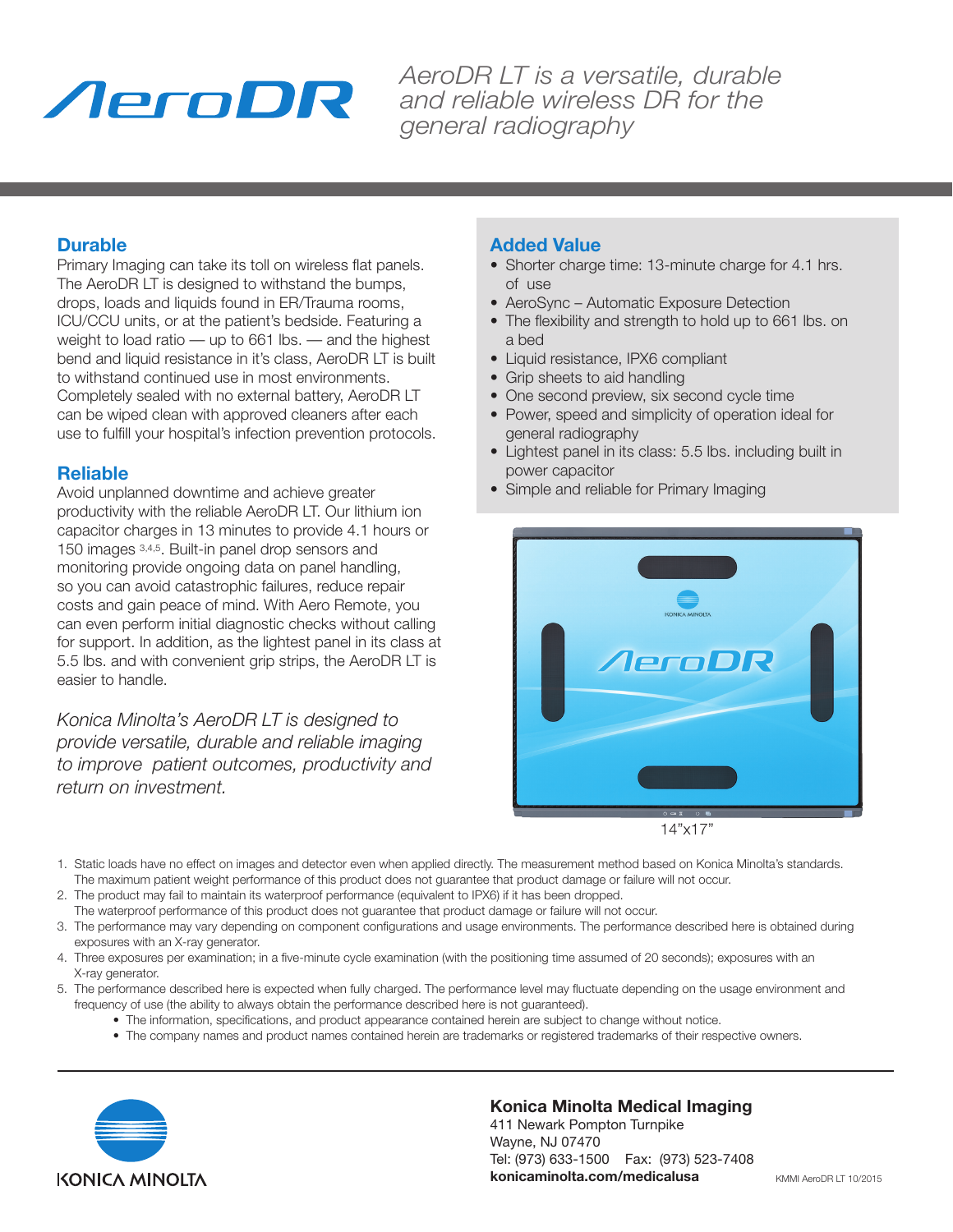# AeroDR

*AeroDR LT is a versatile, durable and reliable wireless DR for the general radiography*

## Durable

Primary Imaging can take its toll on wireless flat panels. The AeroDR LT is designed to withstand the bumps, drops, loads and liquids found in ER/Trauma rooms, ICU/CCU units, or at the patient's bedside. Featuring a weight to load ratio — up to 661 lbs. — and the highest bend and liquid resistance in it's class, AeroDR LT is built to withstand continued use in most environments. Completely sealed with no external battery, AeroDR LT can be wiped clean with approved cleaners after each use to fulfill your hospital's infection prevention protocols.

## Reliable

Avoid unplanned downtime and achieve greater productivity with the reliable AeroDR LT. Our lithium ion capacitor charges in 13 minutes to provide 4.1 hours or 150 images [3,4,5]. Built-in panel drop sensors and monitoring provide ongoing data on panel handling, so you can avoid catastrophic failures, reduce repair costs and gain peace of mind. With Aero Remote, you can even perform initial diagnostic checks without calling for support. In addition, as the lightest panel in its class at 5.5 lbs. and with convenient grip strips, the AeroDR LT is easier to handle.

*Konica Minolta's AeroDR LT is designed to provide versatile, durable and reliable imaging to improve patient outcomes, productivity and return on investment.*

## Added Value

- Shorter charge time: 13-minute charge for 4.1 hrs. of use
- AeroSync – Automatic Exposure Detection
- The flexibility and strength to hold up to 661 lbs. on a bed
- Liquid resistance, IPX6 compliant
- Grip sheets to aid handling
- One second preview, six second cycle time
- Power, speed and simplicity of operation ideal for general radiography
- Lightest panel in its class: 5.5 lbs. including built in power capacitor
- Simple and reliable for Primary Imaging

14"x17"

1. Static loads have no effect on images and detector even when applied directly. The measurement method based on Konica Minolta's standards. The maximum patient weight performance of this product does not guarantee that product damage or failure will not occur.
2. The product may fail to maintain its waterproof performance (equivalent to IPX6) if it has been dropped. The waterproof performance of this product does not guarantee that product damage or failure will not occur.
3. The performance may vary depending on component configurations and usage environments. The performance described here is obtained during exposures with an X-ray generator.
4. Three exposures per examination; in a five-minute cycle examination (with the positioning time assumed of 20 seconds); exposures with an X-ray generator.
5. The performance described here is expected when fully charged. The performance level may fluctuate depending on the usage environment and frequency of use (the ability to always obtain the performance described here is not guaranteed).
   - The information, specifications, and product appearance contained herein are subject to change without notice.
   - The company names and product names contained herein are trademarks or registered trademarks of their respective owners.

KONICA MINOLTA

**Konica Minolta Medical Imaging**
411 Newark Pompton Turnpike
Wayne, NJ 07470
Tel: (973) 633-1500 Fax: (973) 523-7408
**konicaminolta.com/medicalusa**

KMMI AeroDR LT 10/2015